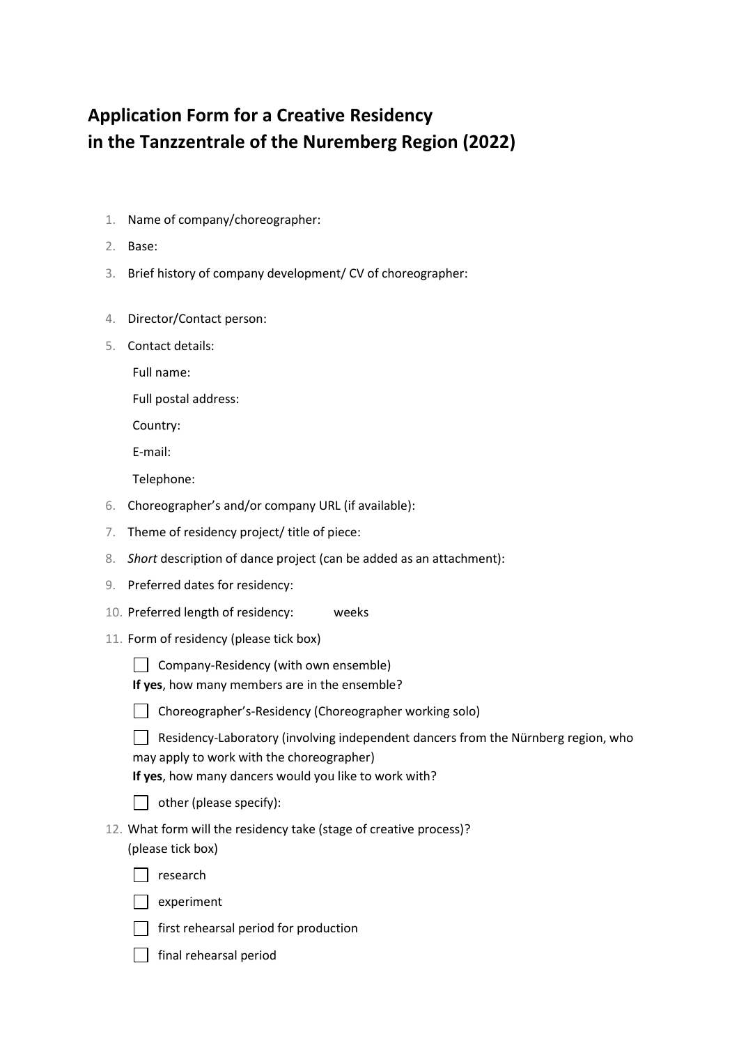# Application Form for a Creative Residency in the Tanzzentrale of the Nuremberg Region (2022)

1. Name of company/choreographer:
2. Base:
3. Brief history of company development/ CV of choreographer:
4. Director/Contact person:
5. Contact details:

   Full name:

   Full postal address:

   Country:

   E-mail:

   Telephone:

6. Choreographer's and/or company URL (if available):
7. Theme of residency project/ title of piece:
8. *Short* description of dance project (can be added as an attachment):
9. Preferred dates for residency:
10. Preferred length of residency: weeks
11. Form of residency (please tick box)

    ☐ Company-Residency (with own ensemble)
    **If yes**, how many members are in the ensemble?

    ☐ Choreographer's-Residency (Choreographer working solo)

    ☐ Residency-Laboratory (involving independent dancers from the Nürnberg region, who may apply to work with the choreographer)
    **If yes**, how many dancers would you like to work with?

    ☐ other (please specify):

12. What form will the residency take (stage of creative process)? (please tick box)

    ☐ research

    ☐ experiment

    ☐ first rehearsal period for production

    ☐ final rehearsal period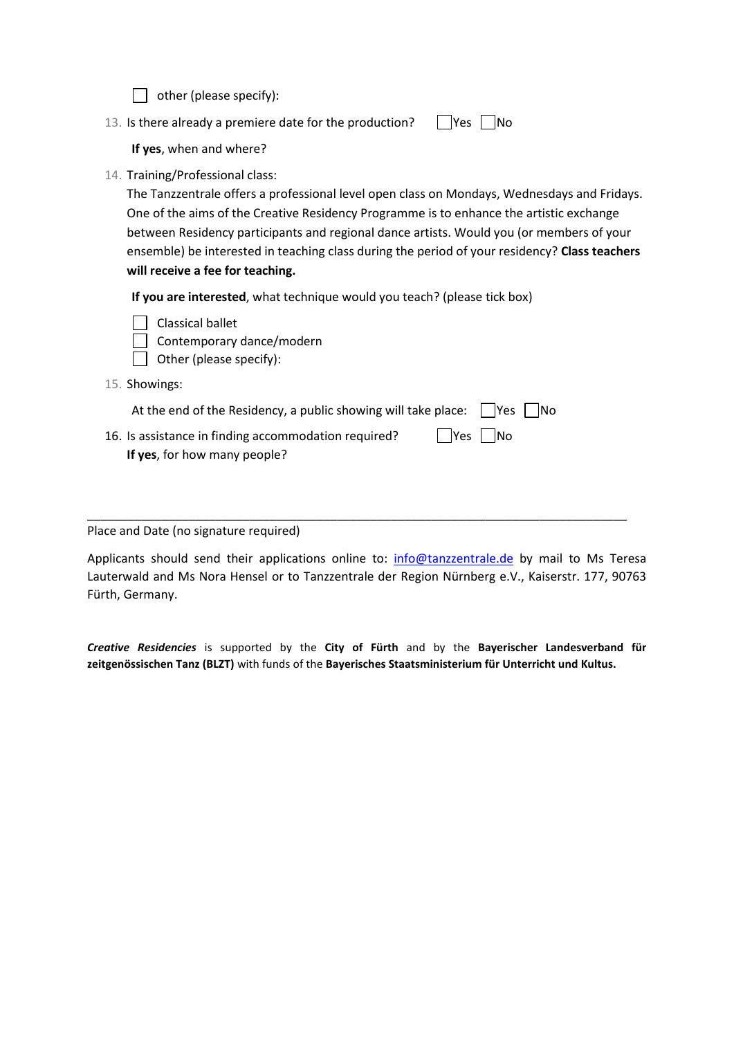- [ ] other (please specify):

13. Is there already a premiere date for the production? ☐Yes ☐No

    **If yes**, when and where?

14. Training/Professional class:
    The Tanzzentrale offers a professional level open class on Mondays, Wednesdays and Fridays. One of the aims of the Creative Residency Programme is to enhance the artistic exchange between Residency participants and regional dance artists. Would you (or members of your ensemble) be interested in teaching class during the period of your residency? **Class teachers will receive a fee for teaching.**

    **If you are interested**, what technique would you teach? (please tick box)

    - [ ] Classical ballet
    - [ ] Contemporary dance/modern
    - [ ] Other (please specify):

15. Showings:

    At the end of the Residency, a public showing will take place: ☐Yes ☐No

16. Is assistance in finding accommodation required? ☐Yes ☐No
    **If yes**, for how many people?

\_\_\_\_\_\_\_\_\_\_\_\_\_\_\_\_\_\_\_\_\_\_\_\_\_\_\_\_\_\_\_\_\_\_\_\_\_\_\_\_\_\_\_\_\_\_\_\_\_\_\_\_\_\_\_\_\_\_\_\_\_\_\_\_\_\_\_\_\_\_\_\_\_\_\_\_\_\_

Place and Date (no signature required)

Applicants should send their applications online to: info@tanzzentrale.de by mail to Ms Teresa Lauterwald and Ms Nora Hensel or to Tanzzentrale der Region Nürnberg e.V., Kaiserstr. 177, 90763 Fürth, Germany.

***Creative Residencies*** is supported by the **City of Fürth** and by the **Bayerischer Landesverband für zeitgenössischen Tanz (BLZT)** with funds of the **Bayerisches Staatsministerium für Unterricht und Kultus.**